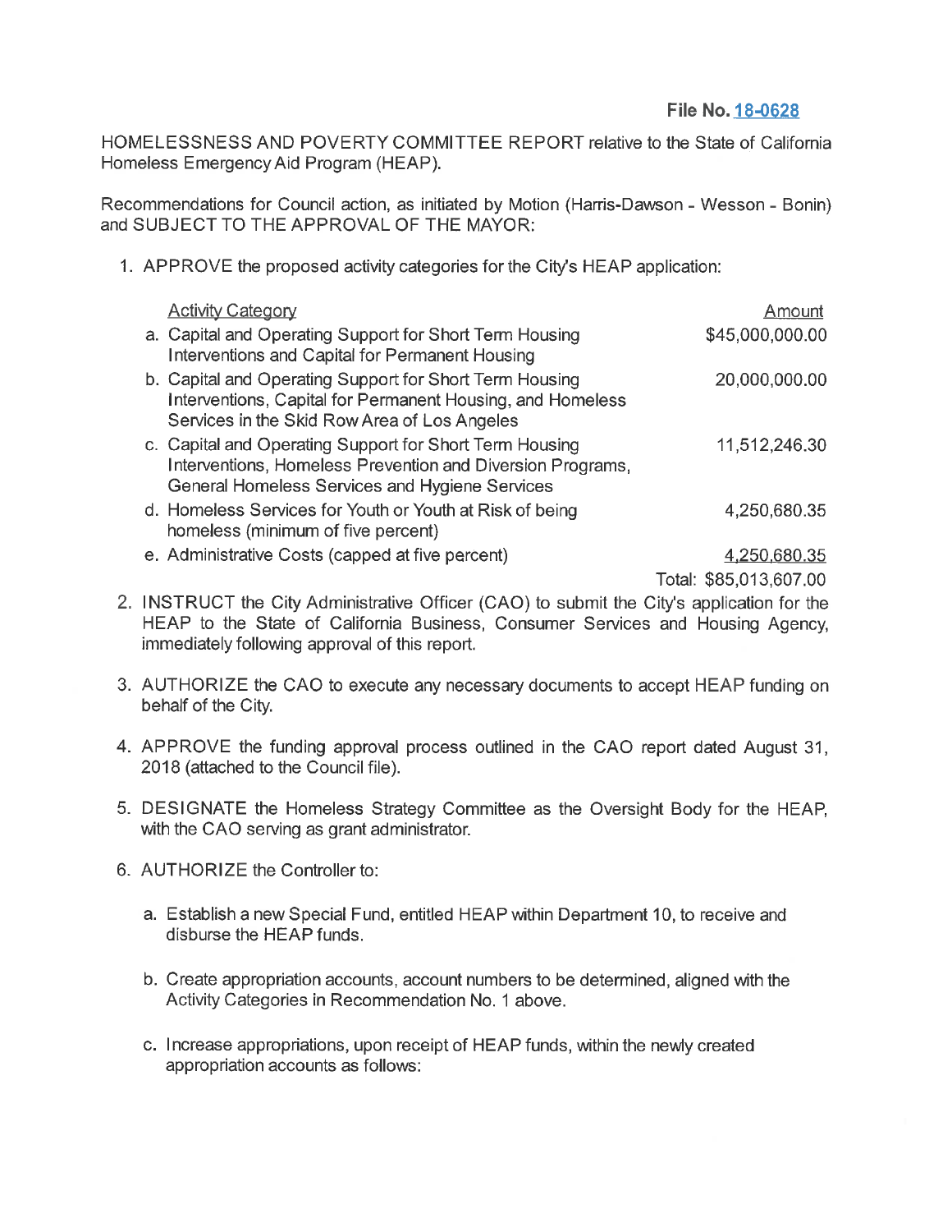**File No. 18-0628**

HOMELESSNESS AND POVERTY COMMITTEE REPORT relative to the State of California Homeless Emergency Aid Program (HEAP).

Recommendations for Council action, as initiated by Motion (Harris-Dawson - Wesson - Bonin) and SUBJECT TO THE APPROVAL OF THE MAYOR:

1. APPROVE the proposed activity categories for the City's HEAP application:

| Activity Category | Amount |
| --- | --- |
| a. Capital and Operating Support for Short Term Housing Interventions and Capital for Permanent Housing | $45,000,000.00 |
| b. Capital and Operating Support for Short Term Housing Interventions, Capital for Permanent Housing, and Homeless Services in the Skid Row Area of Los Angeles | 20,000,000.00 |
| c. Capital and Operating Support for Short Term Housing Interventions, Homeless Prevention and Diversion Programs, General Homeless Services and Hygiene Services | 11,512,246.30 |
| d. Homeless Services for Youth or Youth at Risk of being homeless (minimum of five percent) | 4,250,680.35 |
| e. Administrative Costs (capped at five percent) | 4,250,680.35 |
| | Total: $85,013,607.00 |

2. INSTRUCT the City Administrative Officer (CAO) to submit the City's application for the HEAP to the State of California Business, Consumer Services and Housing Agency, immediately following approval of this report.

3. AUTHORIZE the CAO to execute any necessary documents to accept HEAP funding on behalf of the City.

4. APPROVE the funding approval process outlined in the CAO report dated August 31, 2018 (attached to the Council file).

5. DESIGNATE the Homeless Strategy Committee as the Oversight Body for the HEAP, with the CAO serving as grant administrator.

6. AUTHORIZE the Controller to:

   a. Establish a new Special Fund, entitled HEAP within Department 10, to receive and disburse the HEAP funds.

   b. Create appropriation accounts, account numbers to be determined, aligned with the Activity Categories in Recommendation No. 1 above.

   c. Increase appropriations, upon receipt of HEAP funds, within the newly created appropriation accounts as follows: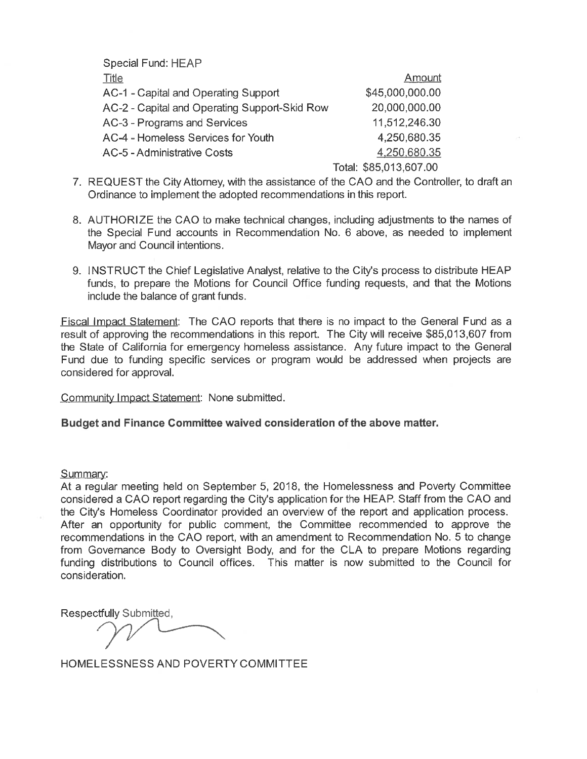Special Fund: HEAP

| Title | Amount |
|---|---|
| AC-1 - Capital and Operating Support | $45,000,000.00 |
| AC-2 - Capital and Operating Support-Skid Row | 20,000,000.00 |
| AC-3 - Programs and Services | 11,512,246.30 |
| AC-4 - Homeless Services for Youth | 4,250,680.35 |
| AC-5 - Administrative Costs | 4,250,680.35 |
| | Total: $85,013,607.00 |

7. REQUEST the City Attorney, with the assistance of the CAO and the Controller, to draft an Ordinance to implement the adopted recommendations in this report.

8. AUTHORIZE the CAO to make technical changes, including adjustments to the names of the Special Fund accounts in Recommendation No. 6 above, as needed to implement Mayor and Council intentions.

9. INSTRUCT the Chief Legislative Analyst, relative to the City's process to distribute HEAP funds, to prepare the Motions for Council Office funding requests, and that the Motions include the balance of grant funds.

Fiscal Impact Statement: The CAO reports that there is no impact to the General Fund as a result of approving the recommendations in this report. The City will receive $85,013,607 from the State of California for emergency homeless assistance. Any future impact to the General Fund due to funding specific services or program would be addressed when projects are considered for approval.

Community Impact Statement: None submitted.

**Budget and Finance Committee waived consideration of the above matter.**

Summary:

At a regular meeting held on September 5, 2018, the Homelessness and Poverty Committee considered a CAO report regarding the City's application for the HEAP. Staff from the CAO and the City's Homeless Coordinator provided an overview of the report and application process. After an opportunity for public comment, the Committee recommended to approve the recommendations in the CAO report, with an amendment to Recommendation No. 5 to change from Governance Body to Oversight Body, and for the CLA to prepare Motions regarding funding distributions to Council offices. This matter is now submitted to the Council for consideration.

Respectfully Submitted,

HOMELESSNESS AND POVERTY COMMITTEE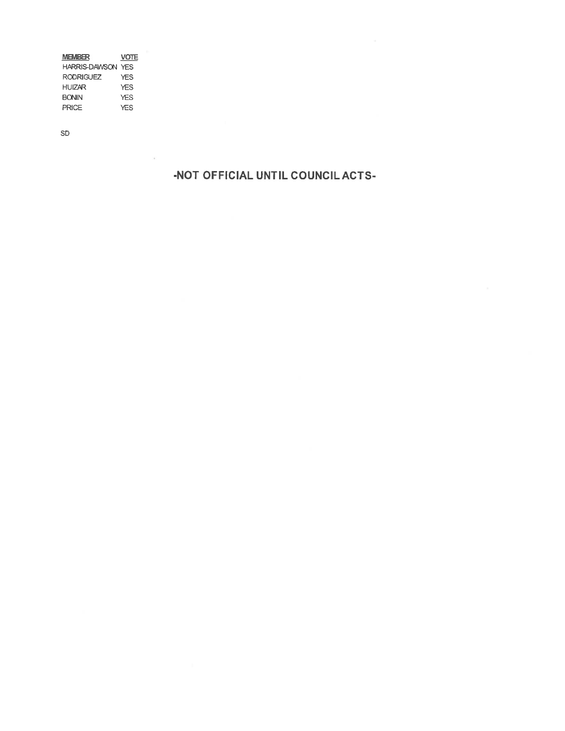| MEMBER | VOTE |
| --- | --- |
| HARRIS-DAWSON | YES |
| RODRIGUEZ | YES |
| HUIZAR | YES |
| BONIN | YES |
| PRICE | YES |

SD

**-NOT OFFICIAL UNTIL COUNCIL ACTS-**